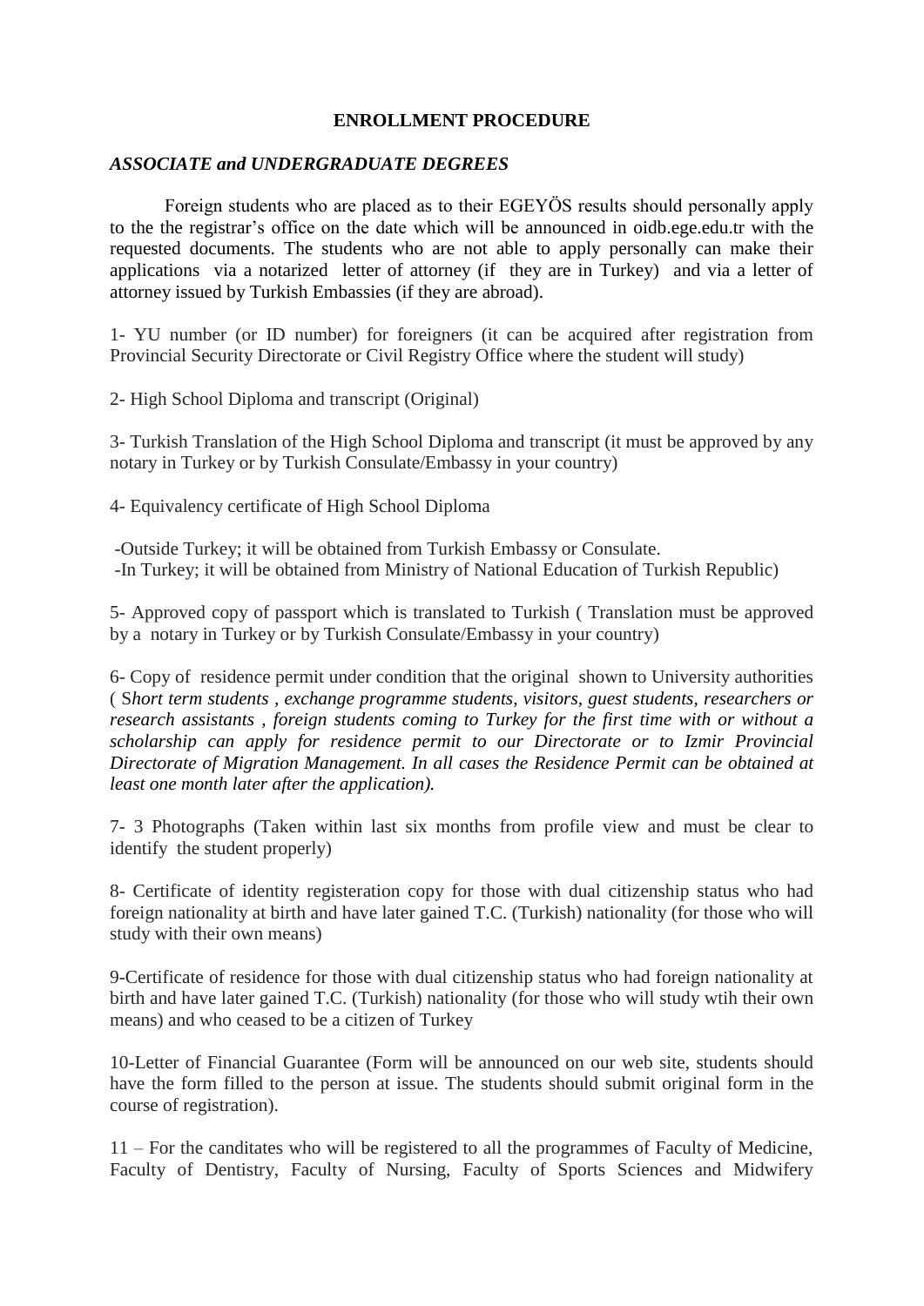# ENROLLMENT PROCEDURE

## *ASSOCIATE and UNDERGRADUATE DEGREES*

Foreign students who are placed as to their EGEYÖS results should personally apply to the the registrar's office on the date which will be announced in oidb.ege.edu.tr with the requested documents. The students who are not able to apply personally can make their applications via a notarized letter of attorney (if they are in Turkey) and via a letter of attorney issued by Turkish Embassies (if they are abroad).

1- YU number (or ID number) for foreigners (it can be acquired after registration from Provincial Security Directorate or Civil Registry Office where the student will study)

2- High School Diploma and transcript (Original)

3- Turkish Translation of the High School Diploma and transcript (it must be approved by any notary in Turkey or by Turkish Consulate/Embassy in your country)

4- Equivalency certificate of High School Diploma

-Outside Turkey; it will be obtained from Turkish Embassy or Consulate.
-In Turkey; it will be obtained from Ministry of National Education of Turkish Republic)

5- Approved copy of passport which is translated to Turkish ( Translation must be approved by a notary in Turkey or by Turkish Consulate/Embassy in your country)

6- Copy of residence permit under condition that the original shown to University authorities ( S*hort term students , exchange programme students, visitors, guest students, researchers or research assistants , foreign students coming to Turkey for the first time with or without a scholarship can apply for residence permit to our Directorate or to Izmir Provincial Directorate of Migration Management. In all cases the Residence Permit can be obtained at least one month later after the application).*

7- 3 Photographs (Taken within last six months from profile view and must be clear to identify the student properly)

8- Certificate of identity registeration copy for those with dual citizenship status who had foreign nationality at birth and have later gained T.C. (Turkish) nationality (for those who will study with their own means)

9-Certificate of residence for those with dual citizenship status who had foreign nationality at birth and have later gained T.C. (Turkish) nationality (for those who will study wtih their own means) and who ceased to be a citizen of Turkey

10-Letter of Financial Guarantee (Form will be announced on our web site, students should have the form filled to the person at issue. The students should submit original form in the course of registration).

11 – For the canditates who will be registered to all the programmes of Faculty of Medicine, Faculty of Dentistry, Faculty of Nursing, Faculty of Sports Sciences and Midwifery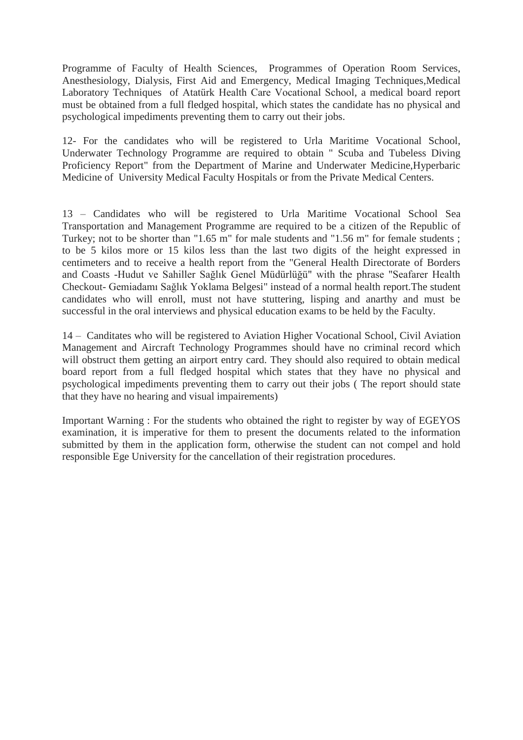Programme of Faculty of Health Sciences, Programmes of Operation Room Services, Anesthesiology, Dialysis, First Aid and Emergency, Medical Imaging Techniques,Medical Laboratory Techniques of Atatürk Health Care Vocational School, a medical board report must be obtained from a full fledged hospital, which states the candidate has no physical and psychological impediments preventing them to carry out their jobs.

12- For the candidates who will be registered to Urla Maritime Vocational School, Underwater Technology Programme are required to obtain " Scuba and Tubeless Diving Proficiency Report" from the Department of Marine and Underwater Medicine,Hyperbaric Medicine of University Medical Faculty Hospitals or from the Private Medical Centers.

13 – Candidates who will be registered to Urla Maritime Vocational School Sea Transportation and Management Programme are required to be a citizen of the Republic of Turkey; not to be shorter than "1.65 m" for male students and "1.56 m" for female students ; to be 5 kilos more or 15 kilos less than the last two digits of the height expressed in centimeters and to receive a health report from the "General Health Directorate of Borders and Coasts -Hudut ve Sahiller Sağlık Genel Müdürlüğü" with the phrase "Seafarer Health Checkout- Gemiadamı Sağlık Yoklama Belgesi" instead of a normal health report.The student candidates who will enroll, must not have stuttering, lisping and anarthy and must be successful in the oral interviews and physical education exams to be held by the Faculty.

14 – Canditates who will be registered to Aviation Higher Vocational School, Civil Aviation Management and Aircraft Technology Programmes should have no criminal record which will obstruct them getting an airport entry card. They should also required to obtain medical board report from a full fledged hospital which states that they have no physical and psychological impediments preventing them to carry out their jobs ( The report should state that they have no hearing and visual impairements)

Important Warning : For the students who obtained the right to register by way of EGEYOS examination, it is imperative for them to present the documents related to the information submitted by them in the application form, otherwise the student can not compel and hold responsible Ege University for the cancellation of their registration procedures.